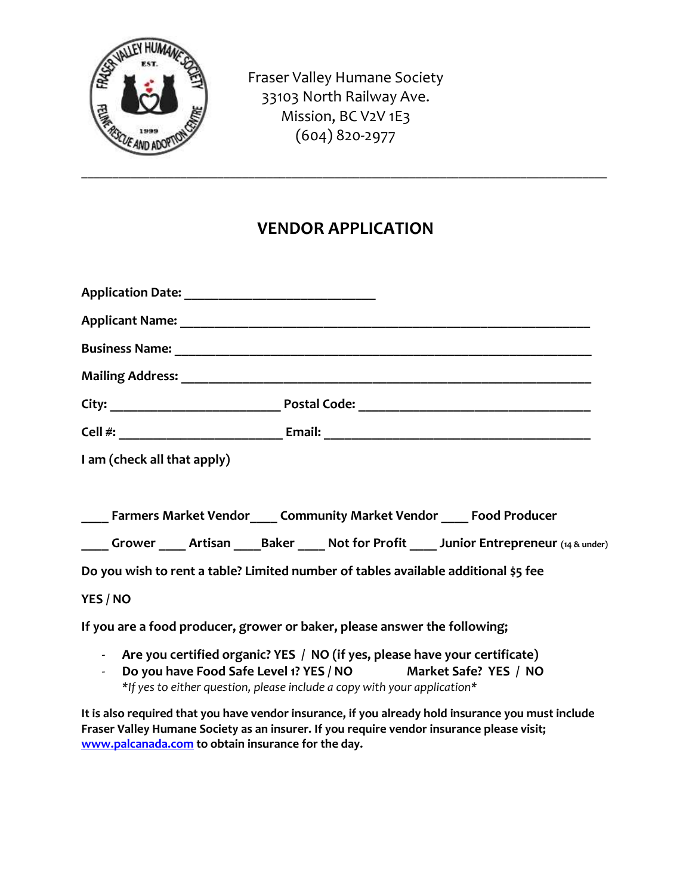Fraser Valley Humane Society
33103 North Railway Ave.
Mission, BC V2V 1E3
(604) 820-2977

---

# VENDOR APPLICATION

**Application Date:** ___________________________

**Applicant Name:** ___________________________________________________________

**Business Name:** ____________________________________________________________

**Mailing Address:** ___________________________________________________________

**City:** ________________________ **Postal Code:** _________________________________

**Cell #:** _______________________ **Email:** ______________________________________

**I am (check all that apply)**

**____ Farmers Market Vendor ____ Community Market Vendor ____ Food Producer**

**____ Grower ____ Artisan ____ Baker ____ Not for Profit ____ Junior Entrepreneur** (14 & under)

**Do you wish to rent a table? Limited number of tables available additional $5 fee**

**YES / NO**

**If you are a food producer, grower or baker, please answer the following;**

- **Are you certified organic? YES / NO (if yes, please have your certificate)**
- **Do you have Food Safe Level 1? YES / NO     Market Safe? YES / NO**
  *\*If yes to either question, please include a copy with your application\**

**It is also required that you have vendor insurance, if you already hold insurance you must include Fraser Valley Humane Society as an insurer. If you require vendor insurance please visit; [www.palcanada.com](http://www.palcanada.com) to obtain insurance for the day.**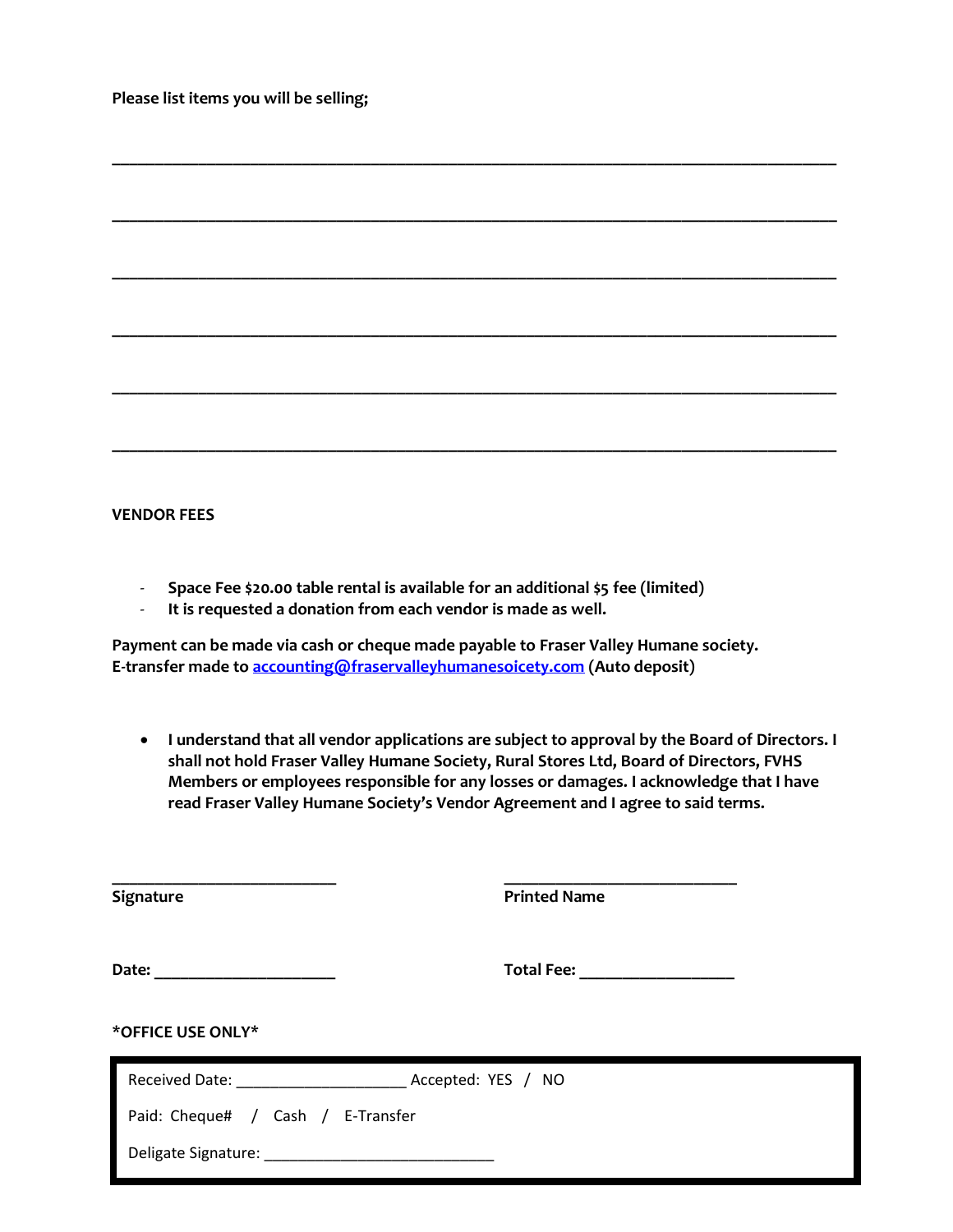**Please list items you will be selling;**

______________________________________________________________________________

______________________________________________________________________________

______________________________________________________________________________

______________________________________________________________________________

______________________________________________________________________________

______________________________________________________________________________

**VENDOR FEES**

- **Space Fee $20.00 table rental is available for an additional $5 fee (limited)**
- **It is requested a donation from each vendor is made as well.**

**Payment can be made via cash or cheque made payable to Fraser Valley Humane society.**
**E-transfer made to accounting@fraservalleyhumanesoicety.com (Auto deposit)**

- **I understand that all vendor applications are subject to approval by the Board of Directors. I shall not hold Fraser Valley Humane Society, Rural Stores Ltd, Board of Directors, FVHS Members or employees responsible for any losses or damages. I acknowledge that I have read Fraser Valley Humane Society's Vendor Agreement and I agree to said terms.**

___________________________ ___________________________
**Signature** **Printed Name**

**Date:** _____________________ **Total Fee:** __________________

***OFFICE USE ONLY***

Received Date: ____________________ Accepted: YES / NO

Paid: Cheque# / Cash / E-Transfer

Deligate Signature: ___________________________